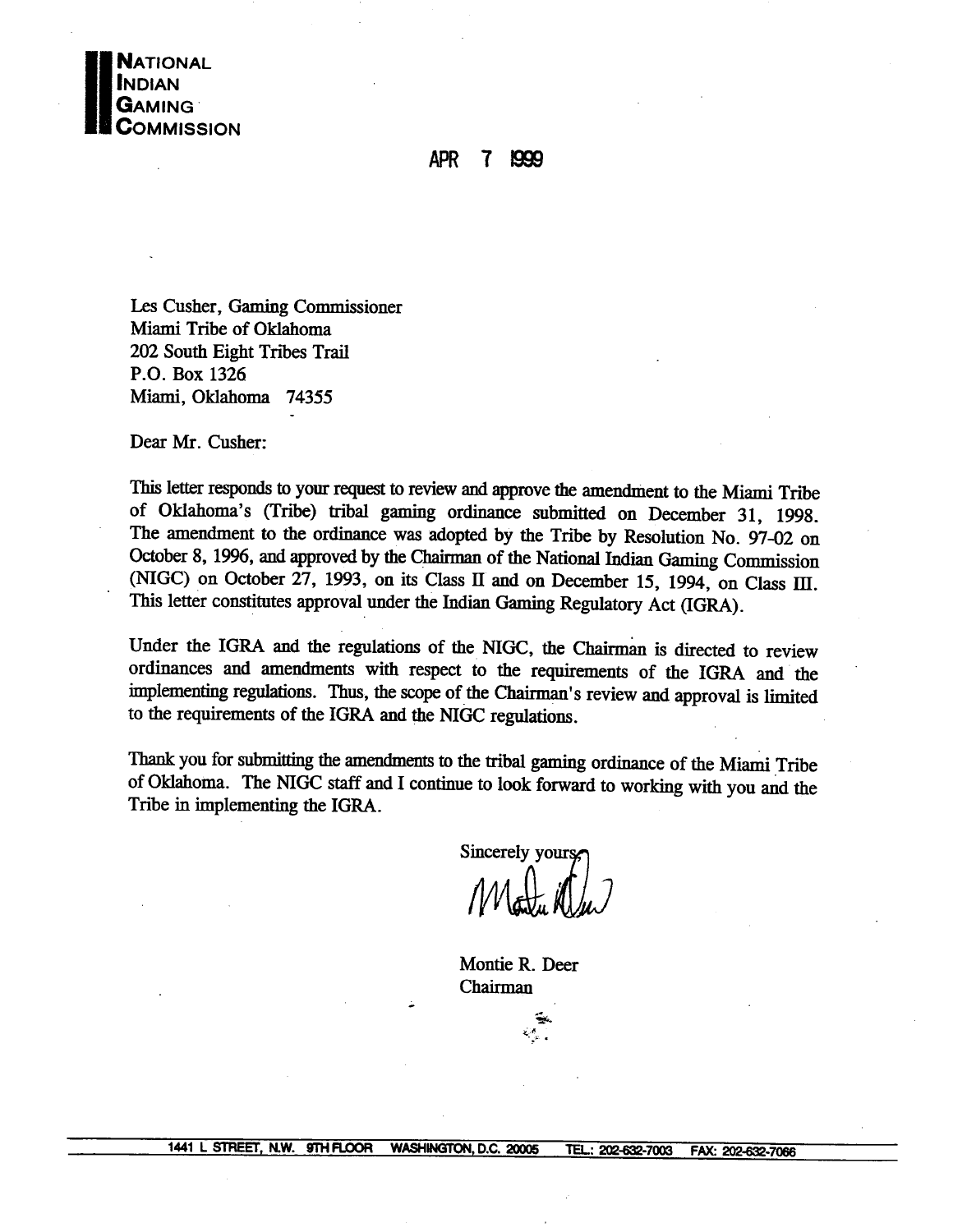**NATIONAL INDIAN GAMING COMMISSION**

APR 7 1999

Les Cusher, Gaming Commissioner
Miami Tribe of Oklahoma
202 South Eight Tribes Trail
P.O. Box 1326
Miami, Oklahoma 74355

Dear Mr. Cusher:

This letter responds to your request to review and approve the amendment to the Miami Tribe of Oklahoma's (Tribe) tribal gaming ordinance submitted on December 31, 1998. The amendment to the ordinance was adopted by the Tribe by Resolution No. 97-02 on October 8, 1996, and approved by the Chairman of the National Indian Gaming Commission (NIGC) on October 27, 1993, on its Class II and on December 15, 1994, on Class III. This letter constitutes approval under the Indian Gaming Regulatory Act (IGRA).

Under the IGRA and the regulations of the NIGC, the Chairman is directed to review ordinances and amendments with respect to the requirements of the IGRA and the implementing regulations. Thus, the scope of the Chairman's review and approval is limited to the requirements of the IGRA and the NIGC regulations.

Thank you for submitting the amendments to the tribal gaming ordinance of the Miami Tribe of Oklahoma. The NIGC staff and I continue to look forward to working with you and the Tribe in implementing the IGRA.

Sincerely yours,

Montie R. Deer
Chairman

1441 L STREET, N.W. 9TH FLOOR WASHINGTON, D.C. 20005 TEL.: 202-632-7003 FAX: 202-632-7066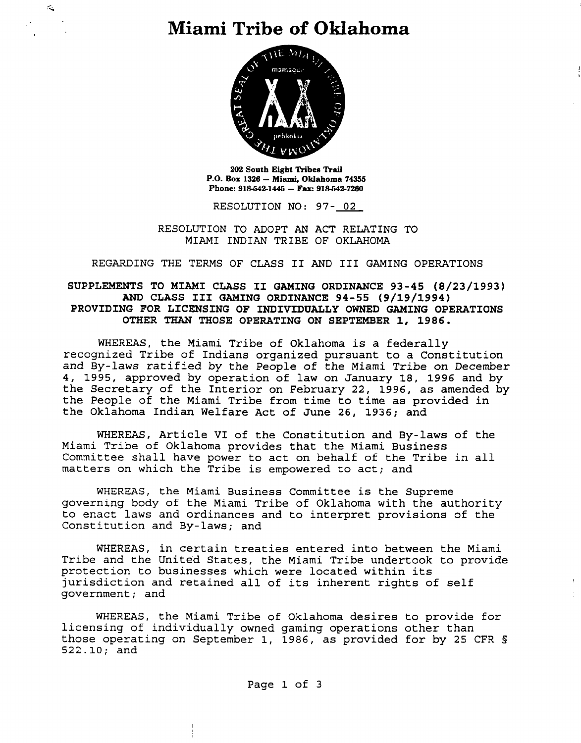# Miami Tribe of Oklahoma

202 South Eight Tribes Trail
P.O. Box 1326 – Miami, Oklahoma 74355
Phone: 918-542-1445 – Fax: 918-542-7260

RESOLUTION NO: 97-02

RESOLUTION TO ADOPT AN ACT RELATING TO MIAMI INDIAN TRIBE OF OKLAHOMA

REGARDING THE TERMS OF CLASS II AND III GAMING OPERATIONS

**SUPPLEMENTS TO MIAMI CLASS II GAMING ORDINANCE 93-45 (8/23/1993) AND CLASS III GAMING ORDINANCE 94-55 (9/19/1994) PROVIDING FOR LICENSING OF INDIVIDUALLY OWNED GAMING OPERATIONS OTHER THAN THOSE OPERATING ON SEPTEMBER 1, 1986.**

WHEREAS, the Miami Tribe of Oklahoma is a federally recognized Tribe of Indians organized pursuant to a Constitution and By-laws ratified by the People of the Miami Tribe on December 4, 1995, approved by operation of law on January 18, 1996 and by the Secretary of the Interior on February 22, 1996, as amended by the People of the Miami Tribe from time to time as provided in the Oklahoma Indian Welfare Act of June 26, 1936; and

WHEREAS, Article VI of the Constitution and By-laws of the Miami Tribe of Oklahoma provides that the Miami Business Committee shall have power to act on behalf of the Tribe in all matters on which the Tribe is empowered to act; and

WHEREAS, the Miami Business Committee is the Supreme governing body of the Miami Tribe of Oklahoma with the authority to enact laws and ordinances and to interpret provisions of the Constitution and By-laws; and

WHEREAS, in certain treaties entered into between the Miami Tribe and the United States, the Miami Tribe undertook to provide protection to businesses which were located within its jurisdiction and retained all of its inherent rights of self government; and

WHEREAS, the Miami Tribe of Oklahoma desires to provide for licensing of individually owned gaming operations other than those operating on September 1, 1986, as provided for by 25 CFR § 522.10; and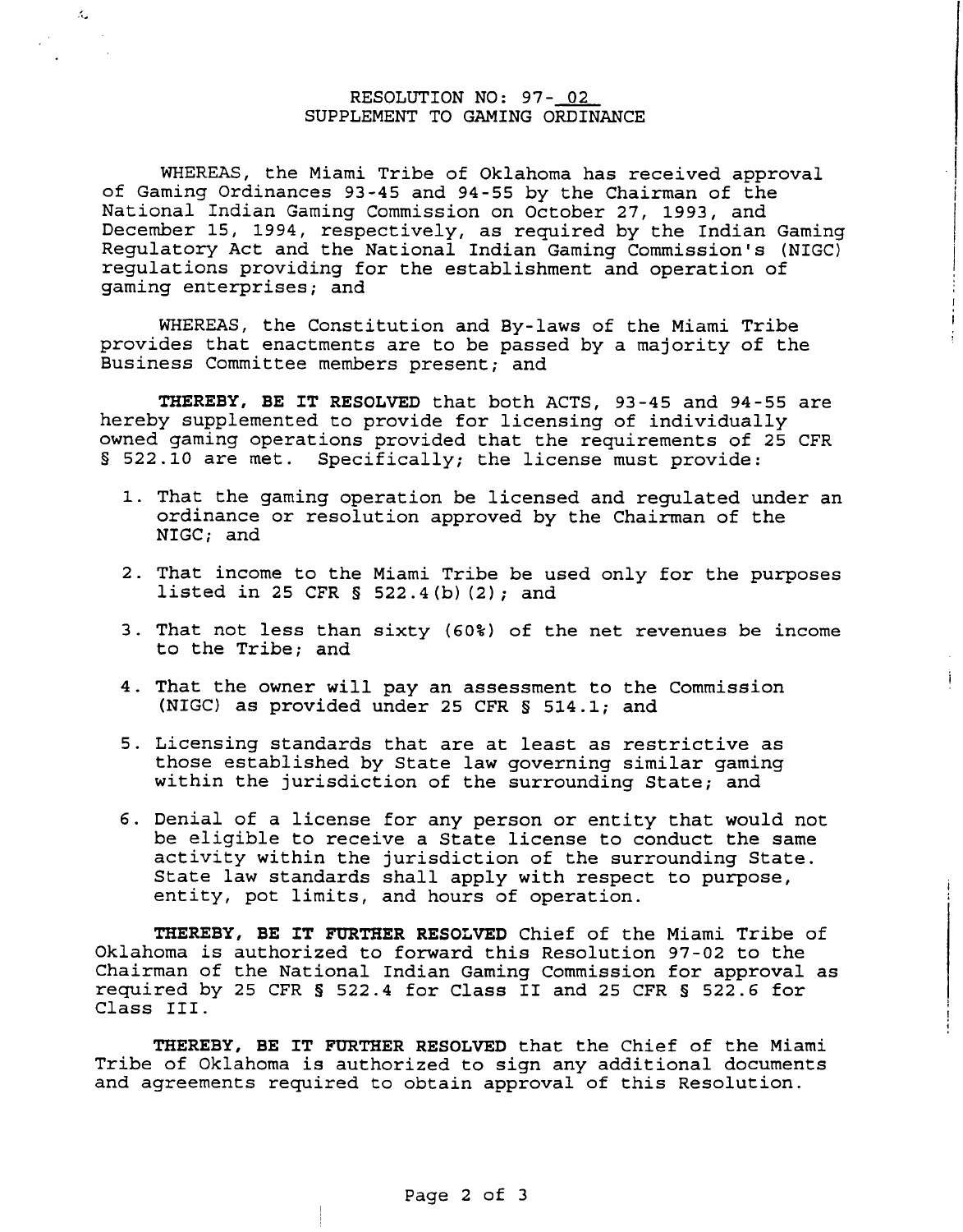RESOLUTION NO: 97-02
SUPPLEMENT TO GAMING ORDINANCE

WHEREAS, the Miami Tribe of Oklahoma has received approval of Gaming Ordinances 93-45 and 94-55 by the Chairman of the National Indian Gaming Commission on October 27, 1993, and December 15, 1994, respectively, as required by the Indian Gaming Regulatory Act and the National Indian Gaming Commission's (NIGC) regulations providing for the establishment and operation of gaming enterprises; and

WHEREAS, the Constitution and By-laws of the Miami Tribe provides that enactments are to be passed by a majority of the Business Committee members present; and

**THEREBY, BE IT RESOLVED** that both ACTS, 93-45 and 94-55 are hereby supplemented to provide for licensing of individually owned gaming operations provided that the requirements of 25 CFR § 522.10 are met. Specifically; the license must provide:

1. That the gaming operation be licensed and regulated under an ordinance or resolution approved by the Chairman of the NIGC; and
2. That income to the Miami Tribe be used only for the purposes listed in 25 CFR § 522.4(b)(2); and
3. That not less than sixty (60%) of the net revenues be income to the Tribe; and
4. That the owner will pay an assessment to the Commission (NIGC) as provided under 25 CFR § 514.1; and
5. Licensing standards that are at least as restrictive as those established by State law governing similar gaming within the jurisdiction of the surrounding State; and
6. Denial of a license for any person or entity that would not be eligible to receive a State license to conduct the same activity within the jurisdiction of the surrounding State. State law standards shall apply with respect to purpose, entity, pot limits, and hours of operation.

**THEREBY, BE IT FURTHER RESOLVED** Chief of the Miami Tribe of Oklahoma is authorized to forward this Resolution 97-02 to the Chairman of the National Indian Gaming Commission for approval as required by 25 CFR § 522.4 for Class II and 25 CFR § 522.6 for Class III.

**THEREBY, BE IT FURTHER RESOLVED** that the Chief of the Miami Tribe of Oklahoma is authorized to sign any additional documents and agreements required to obtain approval of this Resolution.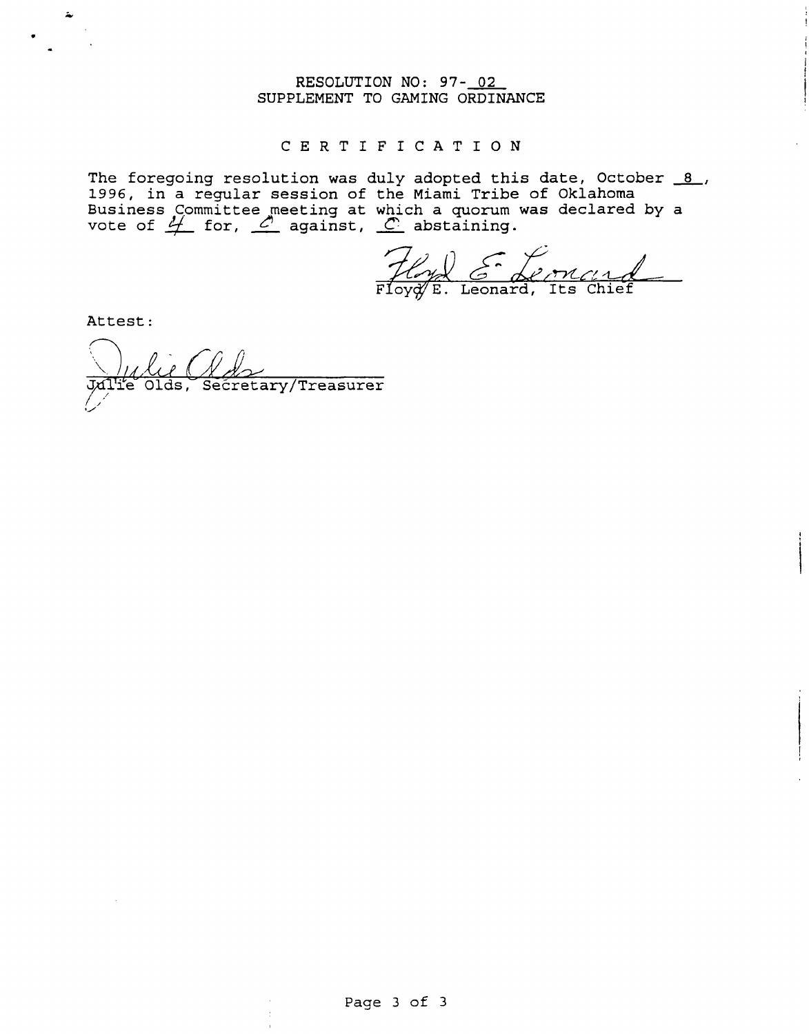RESOLUTION NO: 97-02
SUPPLEMENT TO GAMING ORDINANCE

# CERTIFICATION

The foregoing resolution was duly adopted this date, October 8, 1996, in a regular session of the Miami Tribe of Oklahoma Business Committee meeting at which a quorum was declared by a vote of 4 for, 0 against, 0 abstaining.

Floyd E. Leonard, Its Chief

Attest:

Julie Olds, Secretary/Treasurer